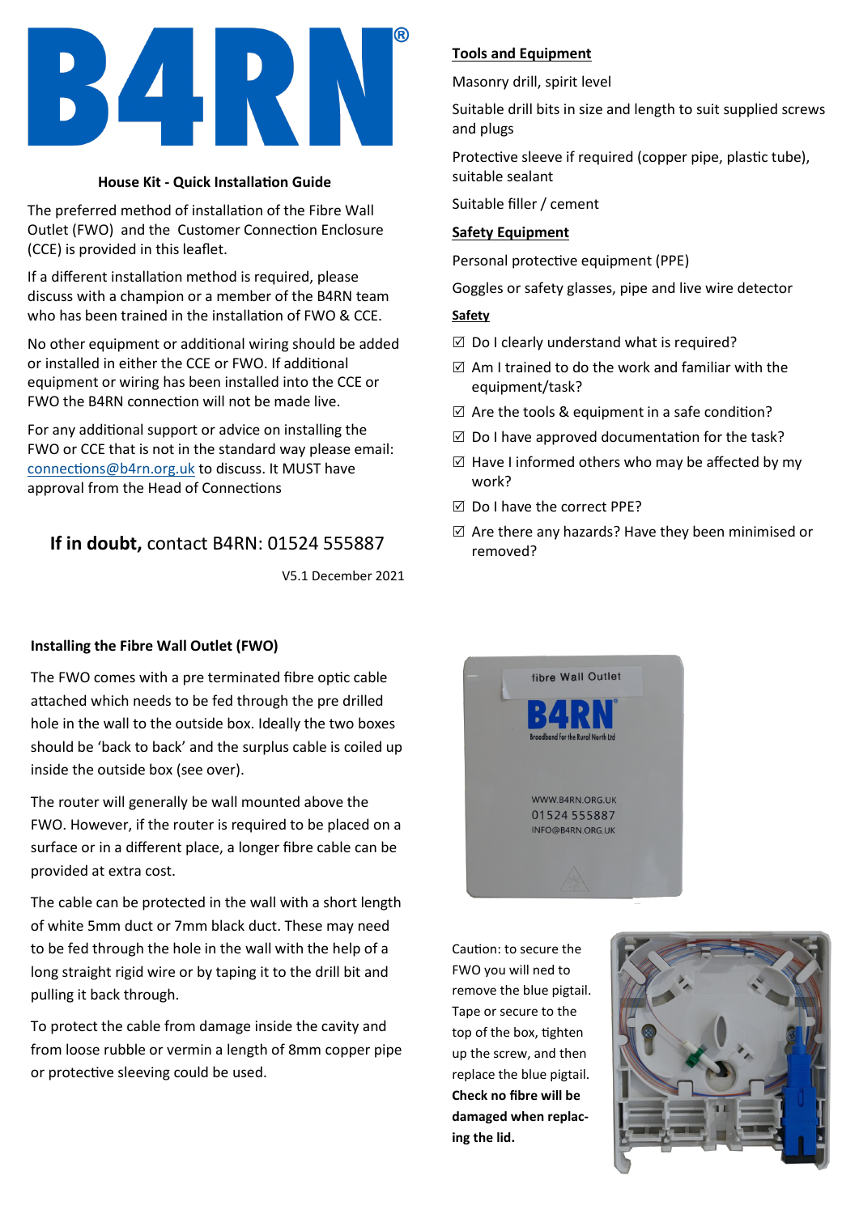# B4RN®

**House Kit - Quick Installation Guide**

The preferred method of installation of the Fibre Wall Outlet (FWO) and the Customer Connection Enclosure (CCE) is provided in this leaflet.

If a different installation method is required, please discuss with a champion or a member of the B4RN team who has been trained in the installation of FWO & CCE.

No other equipment or additional wiring should be added or installed in either the CCE or FWO. If additional equipment or wiring has been installed into the CCE or FWO the B4RN connection will not be made live.

For any additional support or advice on installing the FWO or CCE that is not in the standard way please email: connections@b4rn.org.uk to discuss. It MUST have approval from the Head of Connections

**If in doubt,** contact B4RN: 01524 555887

V5.1 December 2021

## Tools and Equipment

Masonry drill, spirit level

Suitable drill bits in size and length to suit supplied screws and plugs

Protective sleeve if required (copper pipe, plastic tube), suitable sealant

Suitable filler / cement

## Safety Equipment

Personal protective equipment (PPE)

Goggles or safety glasses, pipe and live wire detector

### Safety

- ☑ Do I clearly understand what is required?
- ☑ Am I trained to do the work and familiar with the equipment/task?
- ☑ Are the tools & equipment in a safe condition?
- ☑ Do I have approved documentation for the task?
- ☑ Have I informed others who may be affected by my work?
- ☑ Do I have the correct PPE?
- ☑ Are there any hazards? Have they been minimised or removed?

## Installing the Fibre Wall Outlet (FWO)

The FWO comes with a pre terminated fibre optic cable attached which needs to be fed through the pre drilled hole in the wall to the outside box. Ideally the two boxes should be 'back to back' and the surplus cable is coiled up inside the outside box (see over).

The router will generally be wall mounted above the FWO. However, if the router is required to be placed on a surface or in a different place, a longer fibre cable can be provided at extra cost.

The cable can be protected in the wall with a short length of white 5mm duct or 7mm black duct. These may need to be fed through the hole in the wall with the help of a long straight rigid wire or by taping it to the drill bit and pulling it back through.

To protect the cable from damage inside the cavity and from loose rubble or vermin a length of 8mm copper pipe or protective sleeving could be used.

fibre Wall Outlet
B4RN®
Broadband for the Rural North Ltd
WWW.B4RN.ORG.UK
01524 555887
INFO@B4RN.ORG.UK

Caution: to secure the FWO you will need to remove the blue pigtail. Tape or secure to the top of the box, tighten up the screw, and then replace the blue pigtail. **Check no fibre will be damaged when replacing the lid.**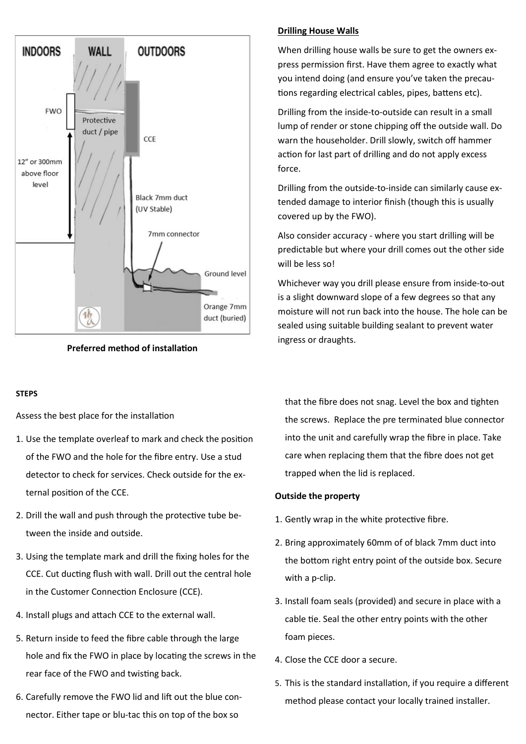**Preferred method of installation**

## Drilling House Walls

When drilling house walls be sure to get the owners express permission first. Have them agree to exactly what you intend doing (and ensure you've taken the precautions regarding electrical cables, pipes, battens etc).

Drilling from the inside-to-outside can result in a small lump of render or stone chipping off the outside wall. Do warn the householder. Drill slowly, switch off hammer action for last part of drilling and do not apply excess force.

Drilling from the outside-to-inside can similarly cause extended damage to interior finish (though this is usually covered up by the FWO).

Also consider accuracy - where you start drilling will be predictable but where your drill comes out the other side will be less so!

Whichever way you drill please ensure from inside-to-out is a slight downward slope of a few degrees so that any moisture will not run back into the house. The hole can be sealed using suitable building sealant to prevent water ingress or draughts.

## STEPS

Assess the best place for the installation

1. Use the template overleaf to mark and check the position of the FWO and the hole for the fibre entry. Use a stud detector to check for services. Check outside for the external position of the CCE.
2. Drill the wall and push through the protective tube between the inside and outside.
3. Using the template mark and drill the fixing holes for the CCE. Cut ducting flush with wall. Drill out the central hole in the Customer Connection Enclosure (CCE).
4. Install plugs and attach CCE to the external wall.
5. Return inside to feed the fibre cable through the large hole and fix the FWO in place by locating the screws in the rear face of the FWO and twisting back.
6. Carefully remove the FWO lid and lift out the blue connector. Either tape or blu-tac this on top of the box so that the fibre does not snag. Level the box and tighten the screws. Replace the pre terminated blue connector into the unit and carefully wrap the fibre in place. Take care when replacing them that the fibre does not get trapped when the lid is replaced.

### Outside the property

1. Gently wrap in the white protective fibre.
2. Bring approximately 60mm of of black 7mm duct into the bottom right entry point of the outside box. Secure with a p-clip.
3. Install foam seals (provided) and secure in place with a cable tie. Seal the other entry points with the other foam pieces.
4. Close the CCE door a secure.
5. This is the standard installation, if you require a different method please contact your locally trained installer.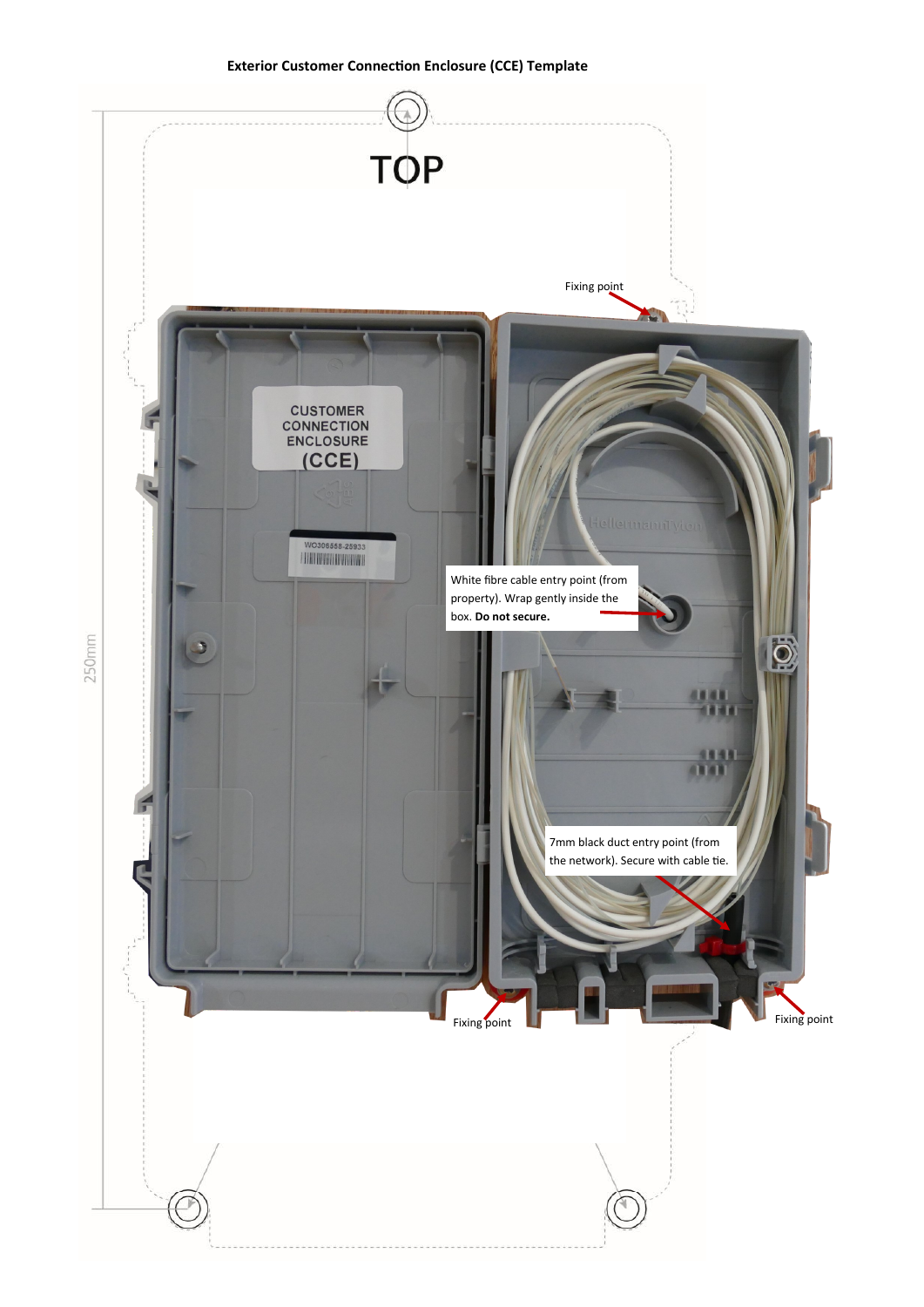**Exterior Customer Connection Enclosure (CCE) Template**

TOP

Fixing point

CUSTOMER CONNECTION ENCLOSURE (CCE)

WO306558-25933

White fibre cable entry point (from property). Wrap gently inside the box. **Do not secure.**

250mm

7mm black duct entry point (from the network). Secure with cable tie.

Fixing point

Fixing point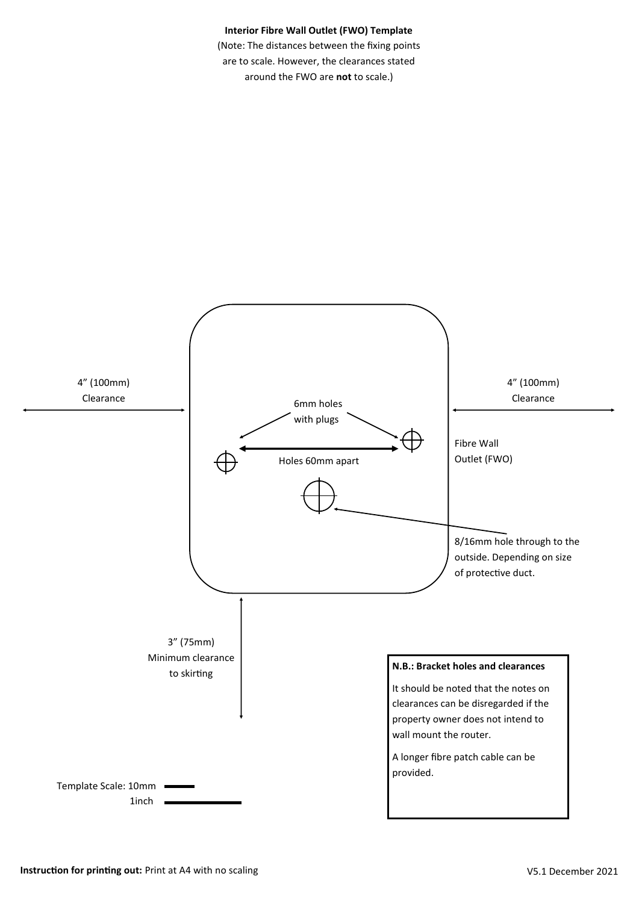**Interior Fibre Wall Outlet (FWO) Template**

(Note: The distances between the fixing points are to scale. However, the clearances stated around the FWO are **not** to scale.)

4" (100mm)
Clearance

4" (100mm)
Clearance

6mm holes
with plugs

Holes 60mm apart

Fibre Wall
Outlet (FWO)

8/16mm hole through to the outside. Depending on size of protective duct.

3" (75mm)
Minimum clearance
to skirting

**N.B.: Bracket holes and clearances**

It should be noted that the notes on clearances can be disregarded if the property owner does not intend to wall mount the router.

A longer fibre patch cable can be provided.

Template Scale: 10mm

1inch

**Instruction for printing out:** Print at A4 with no scaling

V5.1 December 2021